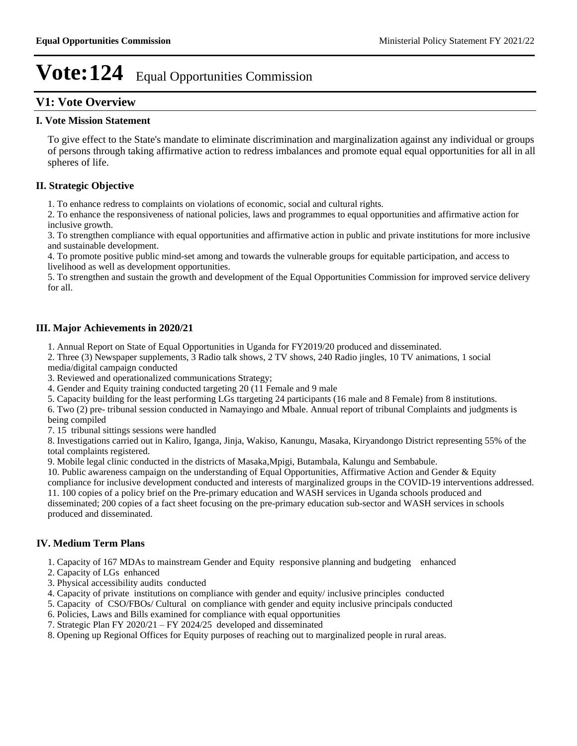# Vote:124 Equal Opportunities Commission

## V1: Vote Overview

### I. Vote Mission Statement

To give effect to the State's mandate to eliminate discrimination and marginalization against any individual or groups of persons through taking affirmative action to redress imbalances and promote equal equal opportunities for all in all spheres of life.

### II. Strategic Objective

1. To enhance redress to complaints on violations of economic, social and cultural rights.
2. To enhance the responsiveness of national policies, laws and programmes to equal opportunities and affirmative action for inclusive growth.
3. To strengthen compliance with equal opportunities and affirmative action in public and private institutions for more inclusive and sustainable development.
4. To promote positive public mind-set among and towards the vulnerable groups for equitable participation, and access to livelihood as well as development opportunities.
5. To strengthen and sustain the growth and development of the Equal Opportunities Commission for improved service delivery for all.

### III. Major Achievements in 2020/21

1. Annual Report on State of Equal Opportunities in Uganda for FY2019/20 produced and disseminated.
2. Three (3) Newspaper supplements, 3 Radio talk shows, 2 TV shows, 240 Radio jingles, 10 TV animations, 1 social media/digital campaign conducted
3. Reviewed and operationalized communications Strategy;
4. Gender and Equity training conducted targeting 20 (11 Female and 9 male
5. Capacity building for the least performing LGs ttargeting 24 participants (16 male and 8 Female) from 8 institutions.
6. Two (2) pre- tribunal session conducted in Namayingo and Mbale. Annual report of tribunal Complaints and judgments is being compiled
7. 15 tribunal sittings sessions were handled
8. Investigations carried out in Kaliro, Iganga, Jinja, Wakiso, Kanungu, Masaka, Kiryandongo District representing 55% of the total complaints registered.
9. Mobile legal clinic conducted in the districts of Masaka,Mpigi, Butambala, Kalungu and Sembabule.
10. Public awareness campaign on the understanding of Equal Opportunities, Affirmative Action and Gender & Equity compliance for inclusive development conducted and interests of marginalized groups in the COVID-19 interventions addressed.
11. 100 copies of a policy brief on the Pre-primary education and WASH services in Uganda schools produced and disseminated; 200 copies of a fact sheet focusing on the pre-primary education sub-sector and WASH services in schools produced and disseminated.

### IV. Medium Term Plans

1. Capacity of 167 MDAs to mainstream Gender and Equity responsive planning and budgeting enhanced
2. Capacity of LGs enhanced
3. Physical accessibility audits conducted
4. Capacity of private institutions on compliance with gender and equity/ inclusive principles conducted
5. Capacity of CSO/FBOs/ Cultural on compliance with gender and equity inclusive principals conducted
6. Policies, Laws and Bills examined for compliance with equal opportunities
7. Strategic Plan FY 2020/21 – FY 2024/25 developed and disseminated
8. Opening up Regional Offices for Equity purposes of reaching out to marginalized people in rural areas.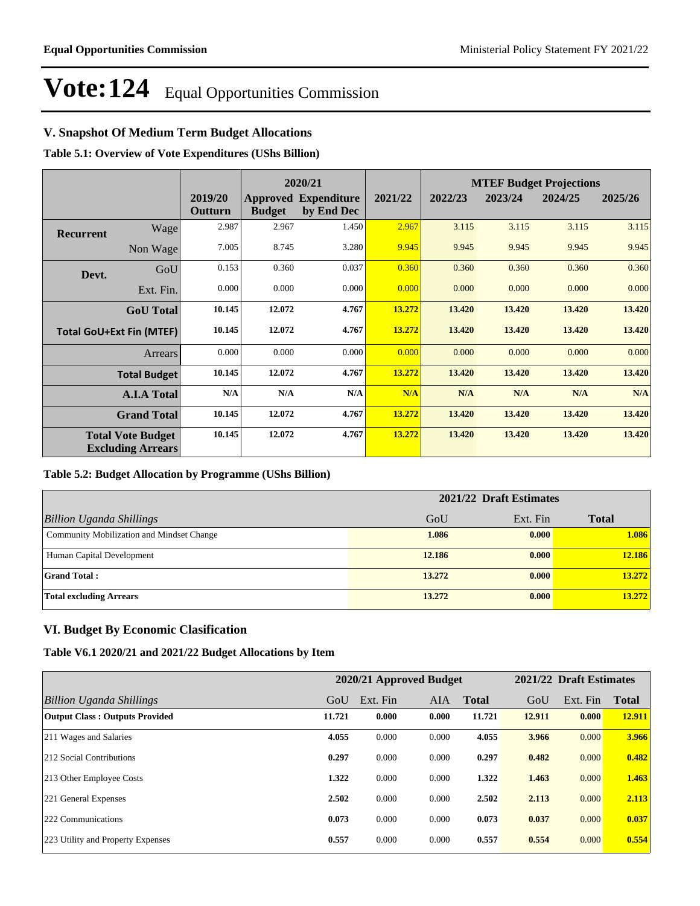# Vote:124 Equal Opportunities Commission

## V. Snapshot Of Medium Term Budget Allocations

**Table 5.1: Overview of Vote Expenditures (UShs Billion)**

| | | | 2020/21 | | | MTEF Budget Projections | | | |
|---|---|---|---|---|---|---|---|---|---|
| | | 2019/20 Outturn | Approved Budget | Expenditure by End Dec | 2021/22 | 2022/23 | 2023/24 | 2024/25 | 2025/26 |
| **Recurrent** | Wage | 2.987 | 2.967 | 1.450 | 2.967 | 3.115 | 3.115 | 3.115 | 3.115 |
| | Non Wage | 7.005 | 8.745 | 3.280 | 9.945 | 9.945 | 9.945 | 9.945 | 9.945 |
| **Devt.** | GoU | 0.153 | 0.360 | 0.037 | 0.360 | 0.360 | 0.360 | 0.360 | 0.360 |
| | Ext. Fin. | 0.000 | 0.000 | 0.000 | 0.000 | 0.000 | 0.000 | 0.000 | 0.000 |
| | **GoU Total** | **10.145** | **12.072** | **4.767** | **13.272** | **13.420** | **13.420** | **13.420** | **13.420** |
| **Total GoU+Ext Fin (MTEF)** | | **10.145** | **12.072** | **4.767** | **13.272** | **13.420** | **13.420** | **13.420** | **13.420** |
| | Arrears | 0.000 | 0.000 | 0.000 | 0.000 | 0.000 | 0.000 | 0.000 | 0.000 |
| | **Total Budget** | **10.145** | **12.072** | **4.767** | **13.272** | **13.420** | **13.420** | **13.420** | **13.420** |
| | **A.I.A Total** | **N/A** | **N/A** | **N/A** | **N/A** | **N/A** | **N/A** | **N/A** | **N/A** |
| | **Grand Total** | **10.145** | **12.072** | **4.767** | **13.272** | **13.420** | **13.420** | **13.420** | **13.420** |
| **Total Vote Budget Excluding Arrears** | | **10.145** | **12.072** | **4.767** | **13.272** | **13.420** | **13.420** | **13.420** | **13.420** |

**Table 5.2: Budget Allocation by Programme (UShs Billion)**

| | 2021/22 Draft Estimates | | |
|---|---|---|---|
| *Billion Uganda Shillings* | GoU | Ext. Fin | **Total** |
| Community Mobilization and Mindset Change | **1.086** | **0.000** | **1.086** |
| Human Capital Development | **12.186** | **0.000** | **12.186** |
| **Grand Total :** | **13.272** | **0.000** | **13.272** |
| **Total excluding Arrears** | **13.272** | **0.000** | **13.272** |

## VI. Budget By Economic Clasification

**Table V6.1 2020/21 and 2021/22 Budget Allocations by Item**

| | 2020/21 Approved Budget | | | | 2021/22 Draft Estimates | | |
|---|---|---|---|---|---|---|---|
| *Billion Uganda Shillings* | GoU | Ext. Fin | AIA | **Total** | GoU | Ext. Fin | **Total** |
| **Output Class : Outputs Provided** | **11.721** | **0.000** | **0.000** | **11.721** | **12.911** | **0.000** | **12.911** |
| 211 Wages and Salaries | **4.055** | 0.000 | 0.000 | **4.055** | **3.966** | 0.000 | **3.966** |
| 212 Social Contributions | **0.297** | 0.000 | 0.000 | **0.297** | **0.482** | 0.000 | **0.482** |
| 213 Other Employee Costs | **1.322** | 0.000 | 0.000 | **1.322** | **1.463** | 0.000 | **1.463** |
| 221 General Expenses | **2.502** | 0.000 | 0.000 | **2.502** | **2.113** | 0.000 | **2.113** |
| 222 Communications | **0.073** | 0.000 | 0.000 | **0.073** | **0.037** | 0.000 | **0.037** |
| 223 Utility and Property Expenses | **0.557** | 0.000 | 0.000 | **0.557** | **0.554** | 0.000 | **0.554** |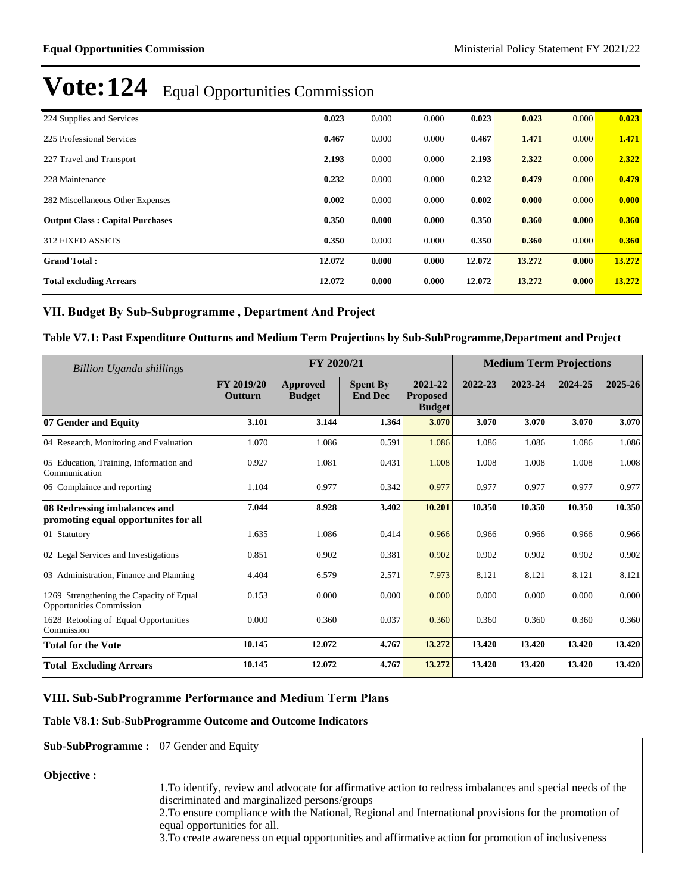# Vote:124 Equal Opportunities Commission

| | | | | | | | |
|---|---|---|---|---|---|---|---|
| 224 Supplies and Services | **0.023** | 0.000 | 0.000 | **0.023** | **0.023** | 0.000 | **0.023** |
| 225 Professional Services | **0.467** | 0.000 | 0.000 | **0.467** | **1.471** | 0.000 | **1.471** |
| 227 Travel and Transport | **2.193** | 0.000 | 0.000 | **2.193** | **2.322** | 0.000 | **2.322** |
| 228 Maintenance | **0.232** | 0.000 | 0.000 | **0.232** | **0.479** | 0.000 | **0.479** |
| 282 Miscellaneous Other Expenses | **0.002** | 0.000 | 0.000 | **0.002** | **0.000** | 0.000 | **0.000** |
| **Output Class : Capital Purchases** | **0.350** | **0.000** | **0.000** | **0.350** | **0.360** | **0.000** | **0.360** |
| 312 FIXED ASSETS | **0.350** | 0.000 | 0.000 | **0.350** | **0.360** | 0.000 | **0.360** |
| **Grand Total :** | **12.072** | **0.000** | **0.000** | **12.072** | **13.272** | **0.000** | **13.272** |
| **Total excluding Arrears** | **12.072** | **0.000** | **0.000** | **12.072** | **13.272** | **0.000** | **13.272** |

## VII. Budget By Sub-Subprogramme , Department And Project

### Table V7.1: Past Expenditure Outturns and Medium Term Projections by Sub-SubProgramme,Department and Project

| *Billion Uganda shillings* | | FY 2020/21 | | | Medium Term Projections | | | |
|---|---|---|---|---|---|---|---|---|
| | **FY 2019/20 Outturn** | **Approved Budget** | **Spent By End Dec** | **2021-22 Proposed Budget** | **2022-23** | **2023-24** | **2024-25** | **2025-26** |
| **07 Gender and Equity** | **3.101** | **3.144** | **1.364** | **3.070** | **3.070** | **3.070** | **3.070** | **3.070** |
| 04 Research, Monitoring and Evaluation | 1.070 | 1.086 | 0.591 | 1.086 | 1.086 | 1.086 | 1.086 | 1.086 |
| 05 Education, Training, Information and Communication | 0.927 | 1.081 | 0.431 | 1.008 | 1.008 | 1.008 | 1.008 | 1.008 |
| 06 Complaince and reporting | 1.104 | 0.977 | 0.342 | 0.977 | 0.977 | 0.977 | 0.977 | 0.977 |
| **08 Redressing imbalances and promoting equal opportunites for all** | **7.044** | **8.928** | **3.402** | **10.201** | **10.350** | **10.350** | **10.350** | **10.350** |
| 01 Statutory | 1.635 | 1.086 | 0.414 | 0.966 | 0.966 | 0.966 | 0.966 | 0.966 |
| 02 Legal Services and Investigations | 0.851 | 0.902 | 0.381 | 0.902 | 0.902 | 0.902 | 0.902 | 0.902 |
| 03 Administration, Finance and Planning | 4.404 | 6.579 | 2.571 | 7.973 | 8.121 | 8.121 | 8.121 | 8.121 |
| 1269 Strengthening the Capacity of Equal Opportunities Commission | 0.153 | 0.000 | 0.000 | 0.000 | 0.000 | 0.000 | 0.000 | 0.000 |
| 1628 Retooling of Equal Opportunities Commission | 0.000 | 0.360 | 0.037 | 0.360 | 0.360 | 0.360 | 0.360 | 0.360 |
| **Total for the Vote** | **10.145** | **12.072** | **4.767** | **13.272** | **13.420** | **13.420** | **13.420** | **13.420** |
| **Total Excluding Arrears** | **10.145** | **12.072** | **4.767** | **13.272** | **13.420** | **13.420** | **13.420** | **13.420** |

## VIII. Sub-SubProgramme Performance and Medium Term Plans

### Table V8.1: Sub-SubProgramme Outcome and Outcome Indicators

**Sub-SubProgramme :** 07 Gender and Equity

**Objective :**

1.To identify, review and advocate for affirmative action to redress imbalances and special needs of the discriminated and marginalized persons/groups
2.To ensure compliance with the National, Regional and International provisions for the promotion of equal opportunities for all.
3.To create awareness on equal opportunities and affirmative action for promotion of inclusiveness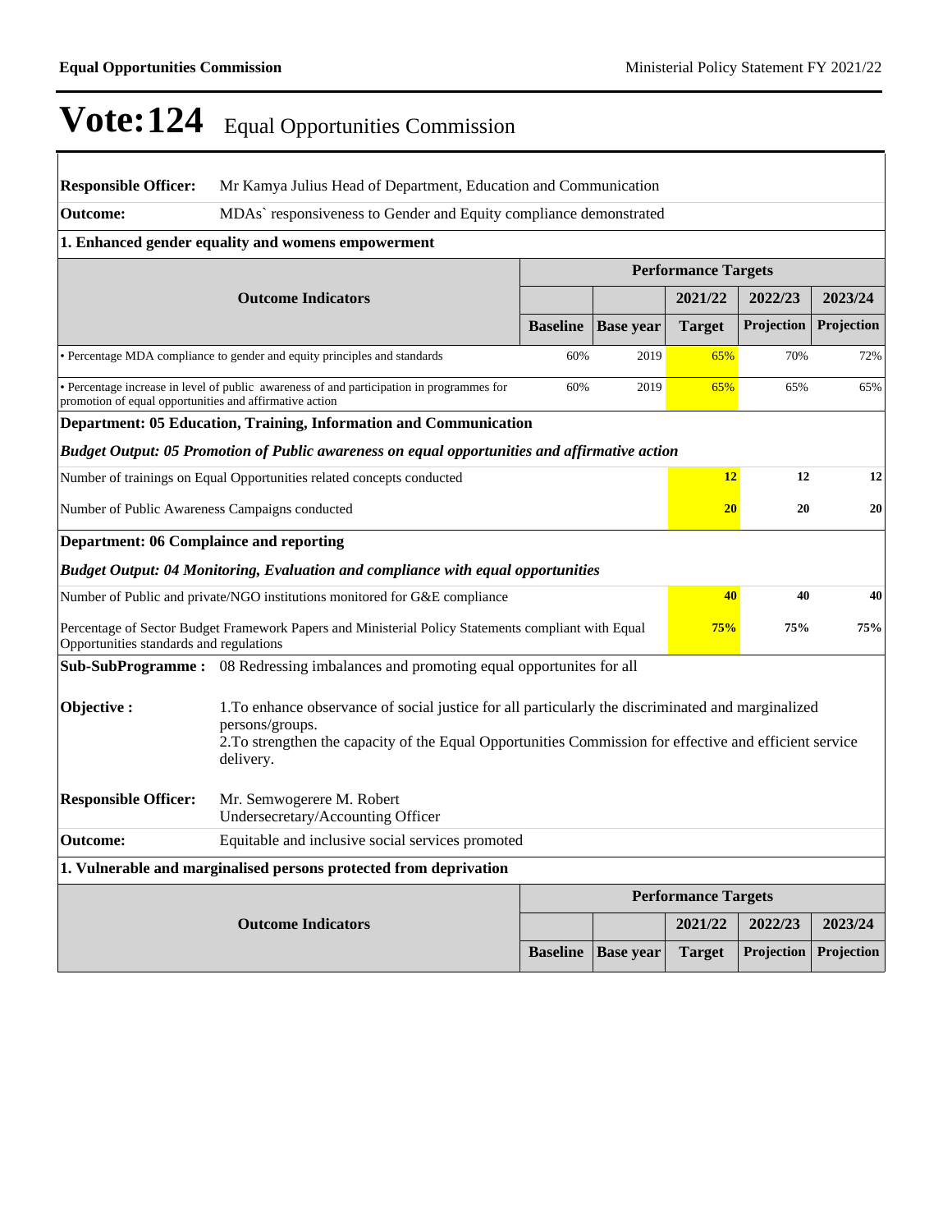# Vote:124 Equal Opportunities Commission

**Responsible Officer:** Mr Kamya Julius Head of Department, Education and Communication

**Outcome:** MDAs` responsiveness to Gender and Equity compliance demonstrated

**1. Enhanced gender equality and womens empowerment**

| Outcome Indicators | Baseline | Base year | 2021/22 Target | 2022/23 Projection | 2023/24 Projection |
|---|---|---|---|---|---|
| • Percentage MDA compliance to gender and equity principles and standards | 60% | 2019 | 65% | 70% | 72% |
| • Percentage increase in level of public awareness of and participation in programmes for promotion of equal opportunities and affirmative action | 60% | 2019 | 65% | 65% | 65% |

**Department: 05 Education, Training, Information and Communication**

***Budget Output: 05 Promotion of Public awareness on equal opportunities and affirmative action***

| Output Indicators | 2021/22 Target | 2022/23 Projection | 2023/24 Projection |
|---|---|---|---|
| Number of trainings on Equal Opportunities related concepts conducted | 12 | 12 | 12 |
| Number of Public Awareness Campaigns conducted | 20 | 20 | 20 |

**Department: 06 Complaince and reporting**

***Budget Output: 04 Monitoring, Evaluation and compliance with equal opportunities***

| Output Indicators | 2021/22 Target | 2022/23 Projection | 2023/24 Projection |
|---|---|---|---|
| Number of Public and private/NGO institutions monitored for G&E compliance | 40 | 40 | 40 |
| Percentage of Sector Budget Framework Papers and Ministerial Policy Statements compliant with Equal Opportunities standards and regulations | 75% | 75% | 75% |

**Sub-SubProgramme :** 08 Redressing imbalances and promoting equal opportunites for all

**Objective :**
1.To enhance observance of social justice for all particularly the discriminated and marginalized persons/groups.
2.To strengthen the capacity of the Equal Opportunities Commission for effective and efficient service delivery.

**Responsible Officer:** Mr. Semwogerere M. Robert
Undersecretary/Accounting Officer

**Outcome:** Equitable and inclusive social services promoted

**1. Vulnerable and marginalised persons protected from deprivation**

| Outcome Indicators | Baseline | Base year | 2021/22 Target | 2022/23 Projection | 2023/24 Projection |
|---|---|---|---|---|---|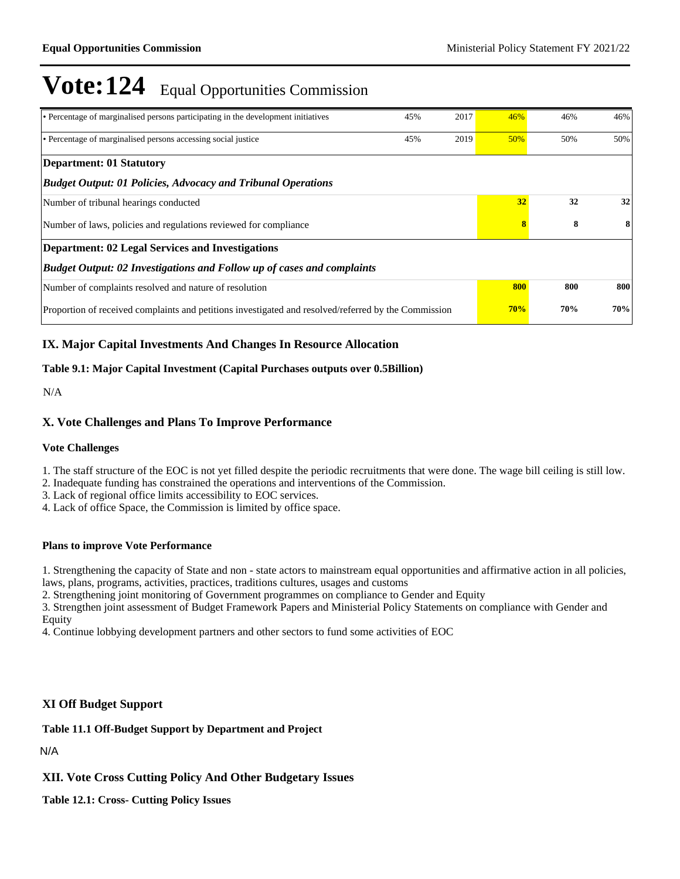# Vote:124 Equal Opportunities Commission

| | | | | | |
|---|---|---|---|---|---|
| • Percentage of marginalised persons participating in the development initiatives | 45% | 2017 | 46% | 46% | 46% |
| • Percentage of marginalised persons accessing social justice | 45% | 2019 | 50% | 50% | 50% |
| **Department: 01 Statutory** | | | | | |
| ***Budget Output: 01 Policies, Advocacy and Tribunal Operations*** | | | | | |
| Number of tribunal hearings conducted | | | **32** | **32** | **32** |
| Number of laws, policies and regulations reviewed for compliance | | | **8** | **8** | **8** |
| **Department: 02 Legal Services and Investigations** | | | | | |
| ***Budget Output: 02 Investigations and Follow up of cases and complaints*** | | | | | |
| Number of complaints resolved and nature of resolution | | | **800** | **800** | **800** |
| Proportion of received complaints and petitions investigated and resolved/referred by the Commission | | | **70%** | **70%** | **70%** |

## IX. Major Capital Investments And Changes In Resource Allocation

**Table 9.1: Major Capital Investment (Capital Purchases outputs over 0.5Billion)**

N/A

## X. Vote Challenges and Plans To Improve Performance

**Vote Challenges**

1. The staff structure of the EOC is not yet filled despite the periodic recruitments that were done. The wage bill ceiling is still low.
2. Inadequate funding has constrained the operations and interventions of the Commission.
3. Lack of regional office limits accessibility to EOC services.
4. Lack of office Space, the Commission is limited by office space.

**Plans to improve Vote Performance**

1. Strengthening the capacity of State and non - state actors to mainstream equal opportunities and affirmative action in all policies, laws, plans, programs, activities, practices, traditions cultures, usages and customs
2. Strengthening joint monitoring of Government programmes on compliance to Gender and Equity
3. Strengthen joint assessment of Budget Framework Papers and Ministerial Policy Statements on compliance with Gender and Equity
4. Continue lobbying development partners and other sectors to fund some activities of EOC

## XI Off Budget Support

**Table 11.1 Off-Budget Support by Department and Project**

N/A

## XII. Vote Cross Cutting Policy And Other Budgetary Issues

**Table 12.1: Cross- Cutting Policy Issues**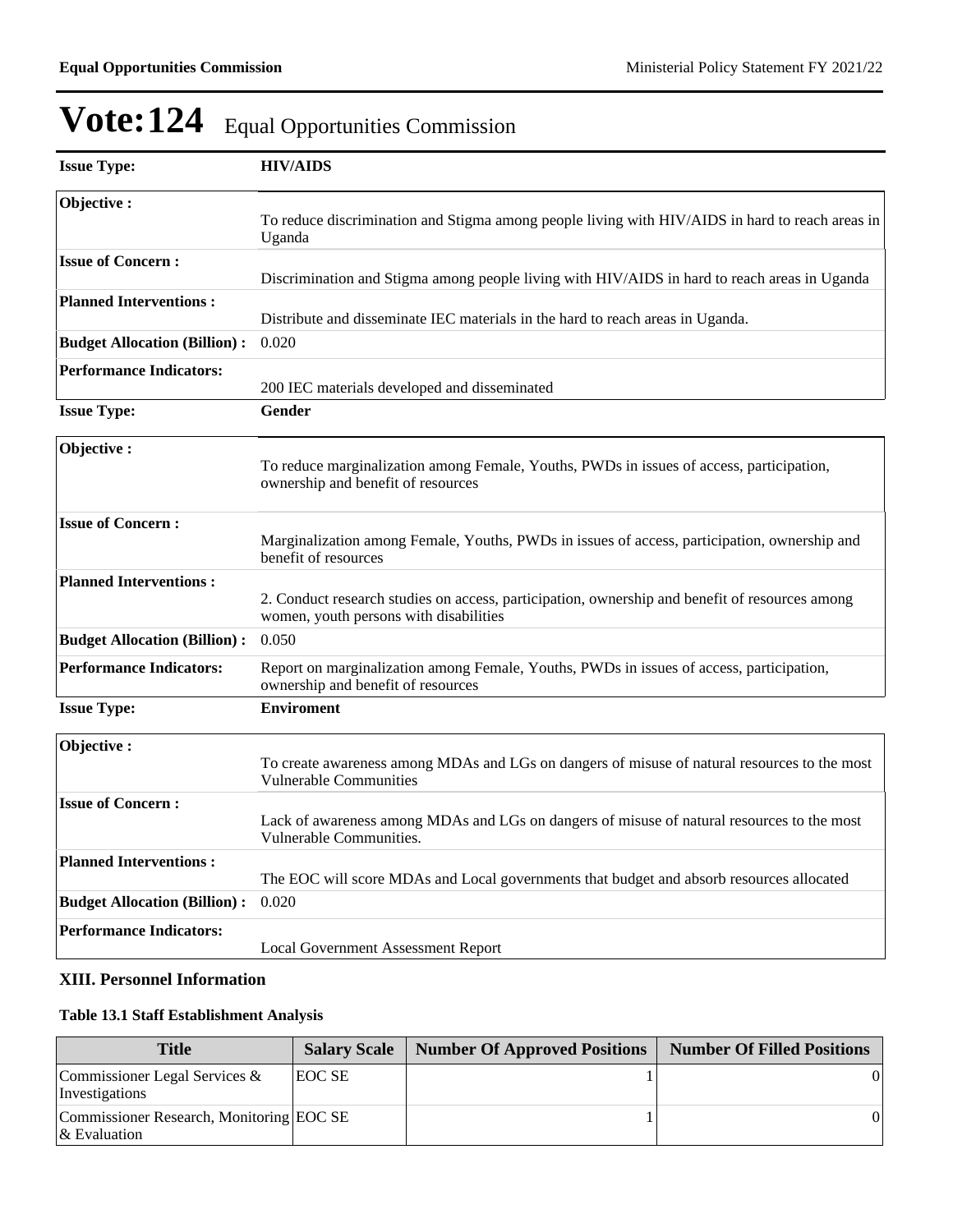# Vote:124 Equal Opportunities Commission

| **Issue Type:** | **HIV/AIDS** |
|---|---|
| **Objective :** | To reduce discrimination and Stigma among people living with HIV/AIDS in hard to reach areas in Uganda |
| **Issue of Concern :** | Discrimination and Stigma among people living with HIV/AIDS in hard to reach areas in Uganda |
| **Planned Interventions :** | Distribute and disseminate IEC materials in the hard to reach areas in Uganda. |
| **Budget Allocation (Billion) :** | 0.020 |
| **Performance Indicators:** | 200 IEC materials developed and disseminated |

| **Issue Type:** | **Gender** |
|---|---|
| **Objective :** | To reduce marginalization among Female, Youths, PWDs in issues of access, participation, ownership and benefit of resources |
| **Issue of Concern :** | Marginalization among Female, Youths, PWDs in issues of access, participation, ownership and benefit of resources |
| **Planned Interventions :** | 2. Conduct research studies on access, participation, ownership and benefit of resources among women, youth persons with disabilities |
| **Budget Allocation (Billion) :** | 0.050 |
| **Performance Indicators:** | Report on marginalization among Female, Youths, PWDs in issues of access, participation, ownership and benefit of resources |

| **Issue Type:** | **Enviroment** |
|---|---|
| **Objective :** | To create awareness among MDAs and LGs on dangers of misuse of natural resources to the most Vulnerable Communities |
| **Issue of Concern :** | Lack of awareness among MDAs and LGs on dangers of misuse of natural resources to the most Vulnerable Communities. |
| **Planned Interventions :** | The EOC will score MDAs and Local governments that budget and absorb resources allocated |
| **Budget Allocation (Billion) :** | 0.020 |
| **Performance Indicators:** | Local Government Assessment Report |

### XIII. Personnel Information

**Table 13.1 Staff Establishment Analysis**

| Title | Salary Scale | Number Of Approved Positions | Number Of Filled Positions |
|---|---|---|---|
| Commissioner Legal Services & Investigations | EOC SE | 1 | 0 |
| Commissioner Research, Monitoring & Evaluation | EOC SE | 1 | 0 |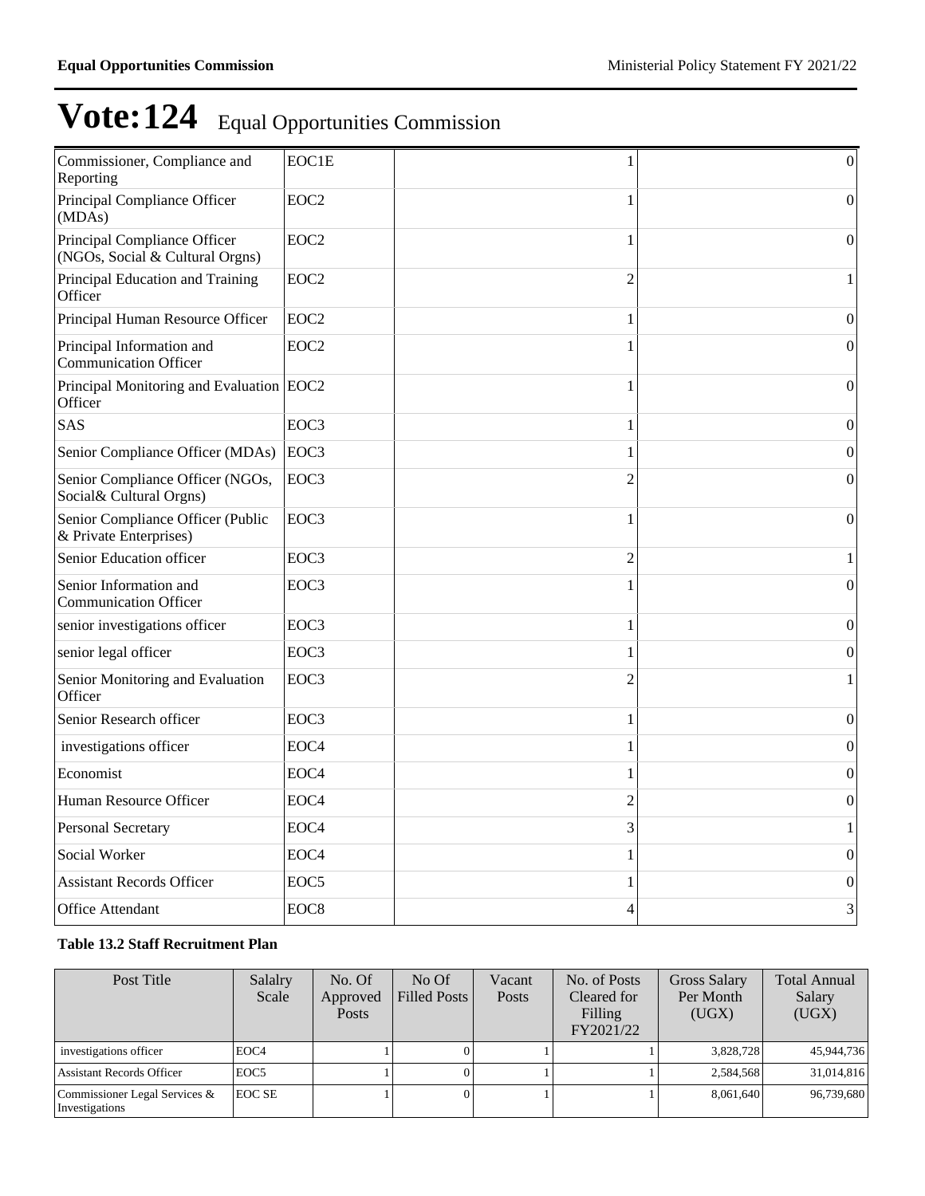# Vote:124 Equal Opportunities Commission

| | | | |
|---|---|---|---|
| Commissioner, Compliance and Reporting | EOC1E | 1 | 0 |
| Principal Compliance Officer (MDAs) | EOC2 | 1 | 0 |
| Principal Compliance Officer (NGOs, Social & Cultural Orgns) | EOC2 | 1 | 0 |
| Principal Education and Training Officer | EOC2 | 2 | 1 |
| Principal Human Resource Officer | EOC2 | 1 | 0 |
| Principal Information and Communication Officer | EOC2 | 1 | 0 |
| Principal Monitoring and Evaluation Officer | EOC2 | 1 | 0 |
| SAS | EOC3 | 1 | 0 |
| Senior Compliance Officer (MDAs) | EOC3 | 1 | 0 |
| Senior Compliance Officer (NGOs, Social& Cultural Orgns) | EOC3 | 2 | 0 |
| Senior Compliance Officer (Public & Private Enterprises) | EOC3 | 1 | 0 |
| Senior Education officer | EOC3 | 2 | 1 |
| Senior Information and Communication Officer | EOC3 | 1 | 0 |
| senior investigations officer | EOC3 | 1 | 0 |
| senior legal officer | EOC3 | 1 | 0 |
| Senior Monitoring and Evaluation Officer | EOC3 | 2 | 1 |
| Senior Research officer | EOC3 | 1 | 0 |
| investigations officer | EOC4 | 1 | 0 |
| Economist | EOC4 | 1 | 0 |
| Human Resource Officer | EOC4 | 2 | 0 |
| Personal Secretary | EOC4 | 3 | 1 |
| Social Worker | EOC4 | 1 | 0 |
| Assistant Records Officer | EOC5 | 1 | 0 |
| Office Attendant | EOC8 | 4 | 3 |

**Table 13.2 Staff Recruitment Plan**

| Post Title | Salalry Scale | No. Of Approved Posts | No Of Filled Posts | Vacant Posts | No. of Posts Cleared for Filling FY2021/22 | Gross Salary Per Month (UGX) | Total Annual Salary (UGX) |
|---|---|---|---|---|---|---|---|
| investigations officer | EOC4 | 1 | 0 | 1 | 1 | 3,828,728 | 45,944,736 |
| Assistant Records Officer | EOC5 | 1 | 0 | 1 | 1 | 2,584,568 | 31,014,816 |
| Commissioner Legal Services & Investigations | EOC SE | 1 | 0 | 1 | 1 | 8,061,640 | 96,739,680 |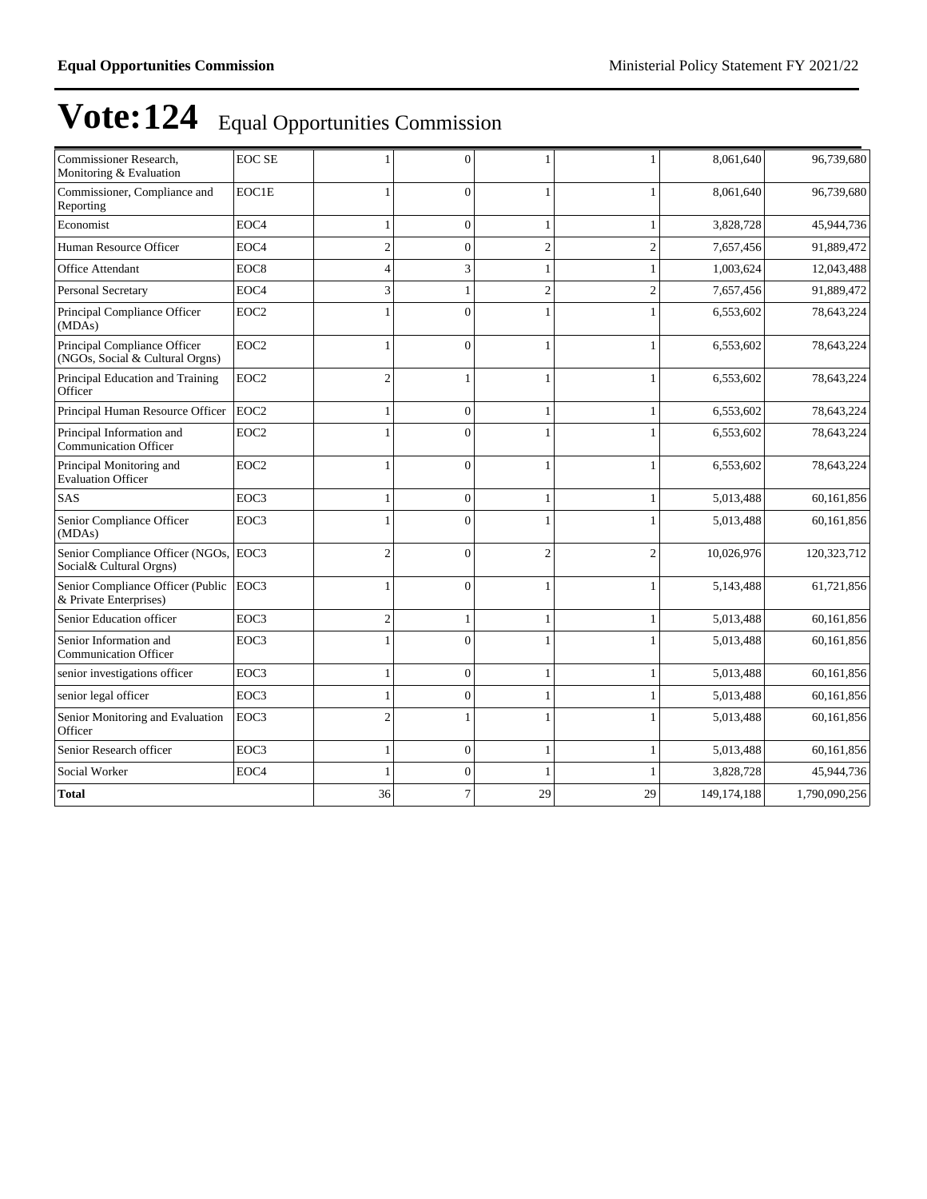# Vote:124 Equal Opportunities Commission

| | | | | | | | |
|---|---|---|---|---|---|---|---|
| Commissioner Research, Monitoring & Evaluation | EOC SE | 1 | 0 | 1 | 1 | 8,061,640 | 96,739,680 |
| Commissioner, Compliance and Reporting | EOC1E | 1 | 0 | 1 | 1 | 8,061,640 | 96,739,680 |
| Economist | EOC4 | 1 | 0 | 1 | 1 | 3,828,728 | 45,944,736 |
| Human Resource Officer | EOC4 | 2 | 0 | 2 | 2 | 7,657,456 | 91,889,472 |
| Office Attendant | EOC8 | 4 | 3 | 1 | 1 | 1,003,624 | 12,043,488 |
| Personal Secretary | EOC4 | 3 | 1 | 2 | 2 | 7,657,456 | 91,889,472 |
| Principal Compliance Officer (MDAs) | EOC2 | 1 | 0 | 1 | 1 | 6,553,602 | 78,643,224 |
| Principal Compliance Officer (NGOs, Social & Cultural Orgns) | EOC2 | 1 | 0 | 1 | 1 | 6,553,602 | 78,643,224 |
| Principal Education and Training Officer | EOC2 | 2 | 1 | 1 | 1 | 6,553,602 | 78,643,224 |
| Principal Human Resource Officer | EOC2 | 1 | 0 | 1 | 1 | 6,553,602 | 78,643,224 |
| Principal Information and Communication Officer | EOC2 | 1 | 0 | 1 | 1 | 6,553,602 | 78,643,224 |
| Principal Monitoring and Evaluation Officer | EOC2 | 1 | 0 | 1 | 1 | 6,553,602 | 78,643,224 |
| SAS | EOC3 | 1 | 0 | 1 | 1 | 5,013,488 | 60,161,856 |
| Senior Compliance Officer (MDAs) | EOC3 | 1 | 0 | 1 | 1 | 5,013,488 | 60,161,856 |
| Senior Compliance Officer (NGOs, Social& Cultural Orgns) | EOC3 | 2 | 0 | 2 | 2 | 10,026,976 | 120,323,712 |
| Senior Compliance Officer (Public & Private Enterprises) | EOC3 | 1 | 0 | 1 | 1 | 5,143,488 | 61,721,856 |
| Senior Education officer | EOC3 | 2 | 1 | 1 | 1 | 5,013,488 | 60,161,856 |
| Senior Information and Communication Officer | EOC3 | 1 | 0 | 1 | 1 | 5,013,488 | 60,161,856 |
| senior investigations officer | EOC3 | 1 | 0 | 1 | 1 | 5,013,488 | 60,161,856 |
| senior legal officer | EOC3 | 1 | 0 | 1 | 1 | 5,013,488 | 60,161,856 |
| Senior Monitoring and Evaluation Officer | EOC3 | 2 | 1 | 1 | 1 | 5,013,488 | 60,161,856 |
| Senior Research officer | EOC3 | 1 | 0 | 1 | 1 | 5,013,488 | 60,161,856 |
| Social Worker | EOC4 | 1 | 0 | 1 | 1 | 3,828,728 | 45,944,736 |
| **Total** | | 36 | 7 | 29 | 29 | 149,174,188 | 1,790,090,256 |